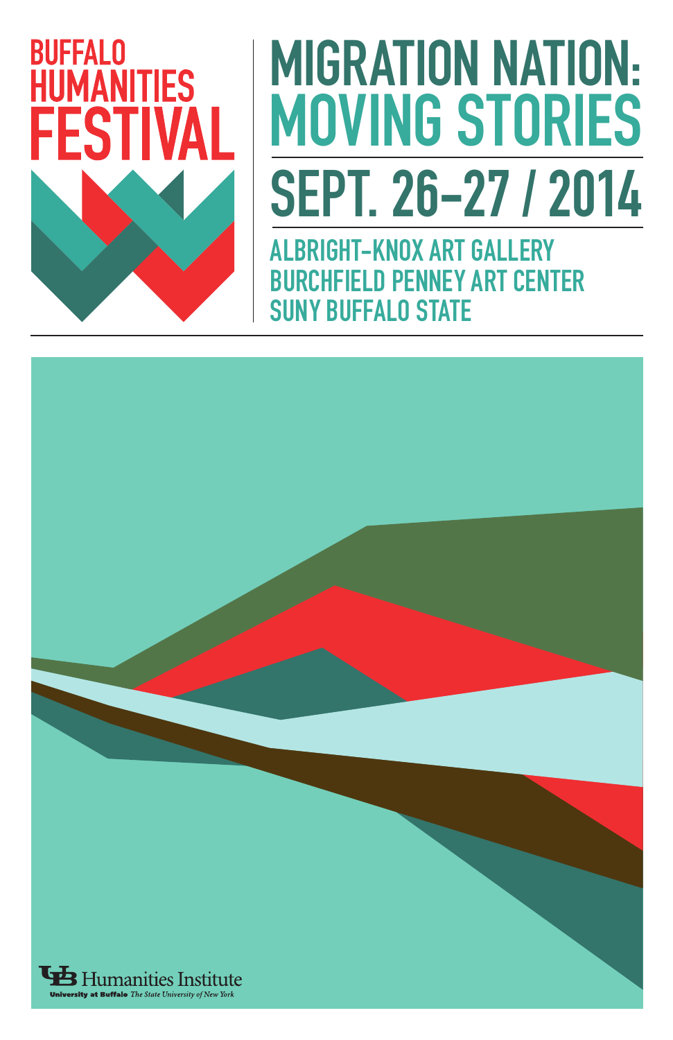BUFFALO HUMANITIES FESTIVAL

# MIGRATION NATION: MOVING STORIES

## SEPT. 26–27 / 2014

ALBRIGHT-KNOX ART GALLERY
BURCHFIELD PENNEY ART CENTER
SUNY BUFFALO STATE

UB Humanities Institute
University at Buffalo *The State University of New York*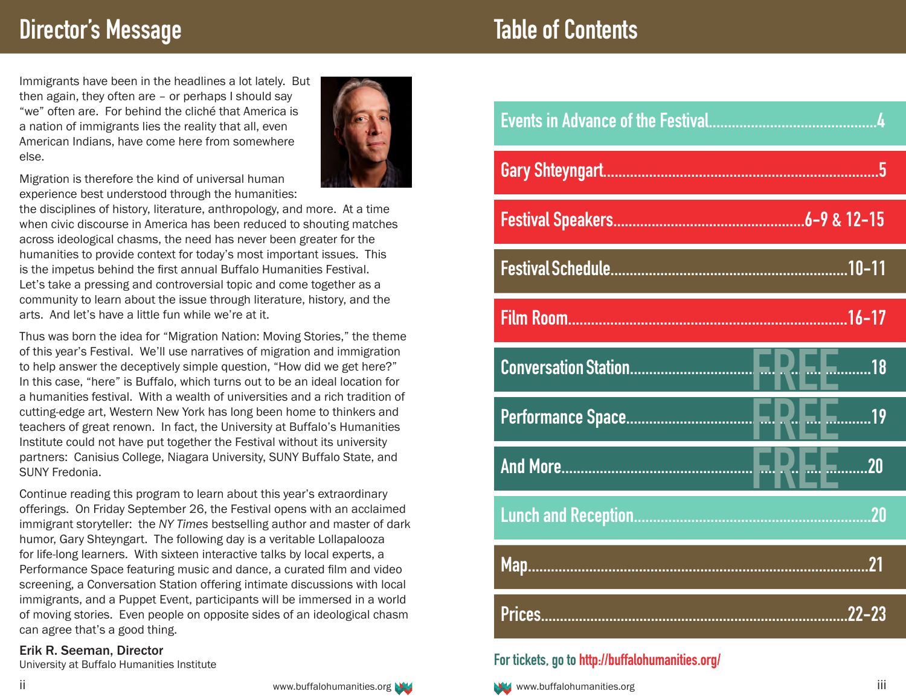# Director's Message

Immigrants have been in the headlines a lot lately. But then again, they often are – or perhaps I should say "we" often are. For behind the cliché that America is a nation of immigrants lies the reality that all, even American Indians, have come here from somewhere else.

Migration is therefore the kind of universal human experience best understood through the humanities: the disciplines of history, literature, anthropology, and more. At a time when civic discourse in America has been reduced to shouting matches across ideological chasms, the need has never been greater for the humanities to provide context for today's most important issues. This is the impetus behind the first annual Buffalo Humanities Festival. Let's take a pressing and controversial topic and come together as a community to learn about the issue through literature, history, and the arts. And let's have a little fun while we're at it.

Thus was born the idea for "Migration Nation: Moving Stories," the theme of this year's Festival. We'll use narratives of migration and immigration to help answer the deceptively simple question, "How did we get here?" In this case, "here" is Buffalo, which turns out to be an ideal location for a humanities festival. With a wealth of universities and a rich tradition of cutting-edge art, Western New York has long been home to thinkers and teachers of great renown. In fact, the University at Buffalo's Humanities Institute could not have put together the Festival without its university partners: Canisius College, Niagara University, SUNY Buffalo State, and SUNY Fredonia.

Continue reading this program to learn about this year's extraordinary offerings. On Friday September 26, the Festival opens with an acclaimed immigrant storyteller: the *NY Times* bestselling author and master of dark humor, Gary Shteyngart. The following day is a veritable Lollapalooza for life-long learners. With sixteen interactive talks by local experts, a Performance Space featuring music and dance, a curated film and video screening, a Conversation Station offering intimate discussions with local immigrants, and a Puppet Event, participants will be immersed in a world of moving stories. Even people on opposite sides of an ideological chasm can agree that's a good thing.

**Erik R. Seeman, Director**
University at Buffalo Humanities Institute

# Table of Contents

| Section | Page |
| --- | --- |
| Events in Advance of the Festival | 4 |
| Gary Shteyngart | 5 |
| Festival Speakers | 6-9 & 12-15 |
| Festival Schedule | 10-11 |
| Film Room | 16-17 |
| Conversation Station (FREE) | 18 |
| Performance Space (FREE) | 19 |
| And More (FREE) | 20 |
| Lunch and Reception | 20 |
| Map | 21 |
| Prices | 22-23 |

For tickets, go to http://buffalohumanities.org/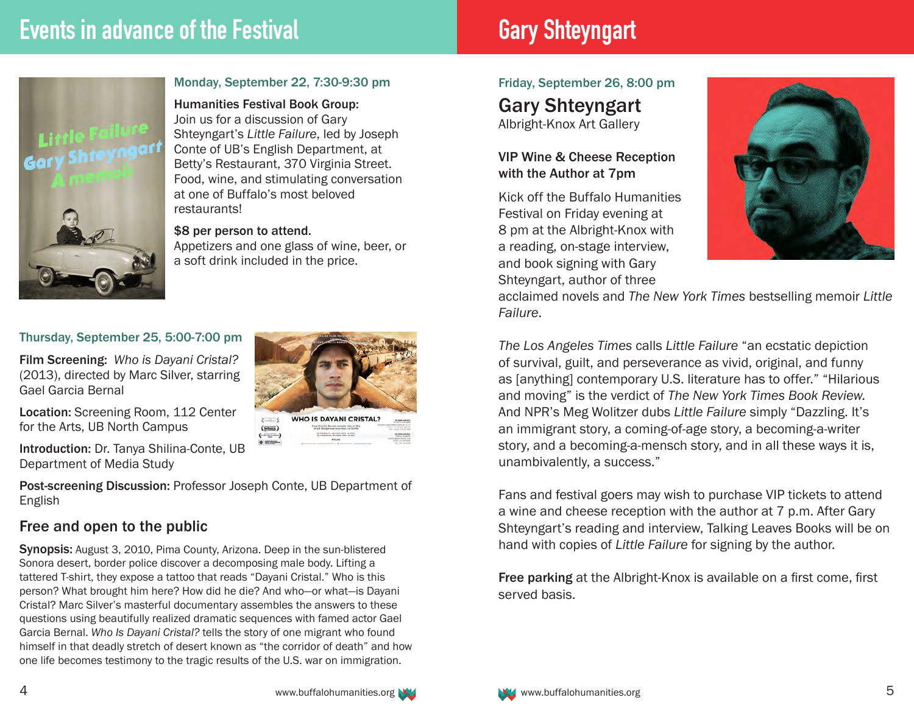# Events in advance of the Festival

Monday, September 22, 7:30-9:30 pm

**Humanities Festival Book Group:** Join us for a discussion of Gary Shteyngart's *Little Failure*, led by Joseph Conte of UB's English Department, at Betty's Restaurant, 370 Virginia Street. Food, wine, and stimulating conversation at one of Buffalo's most beloved restaurants!

**$8 per person to attend.** Appetizers and one glass of wine, beer, or a soft drink included in the price.

Thursday, September 25, 5:00-7:00 pm

**Film Screening:** *Who is Dayani Cristal?* (2013), directed by Marc Silver, starring Gael Garcia Bernal

**Location:** Screening Room, 112 Center for the Arts, UB North Campus

**Introduction:** Dr. Tanya Shilina-Conte, UB Department of Media Study

**Post-screening Discussion:** Professor Joseph Conte, UB Department of English

## Free and open to the public

**Synopsis:** August 3, 2010, Pima County, Arizona. Deep in the sun-blistered Sonora desert, border police discover a decomposing male body. Lifting a tattered T-shirt, they expose a tattoo that reads "Dayani Cristal." Who is this person? What brought him here? How did he die? And who—or what—is Dayani Cristal? Marc Silver's masterful documentary assembles the answers to these questions using beautifully realized dramatic sequences with famed actor Gael Garcia Bernal. *Who Is Dayani Cristal?* tells the story of one migrant who found himself in that deadly stretch of desert known as "the corridor of death" and how one life becomes testimony to the tragic results of the U.S. war on immigration.

# Gary Shteyngart

Friday, September 26, 8:00 pm

## Gary Shteyngart

Albright-Knox Art Gallery

**VIP Wine & Cheese Reception with the Author at 7pm**

Kick off the Buffalo Humanities Festival on Friday evening at 8 pm at the Albright-Knox with a reading, on-stage interview, and book signing with Gary Shteyngart, author of three acclaimed novels and *The New York Times* bestselling memoir *Little Failure*.

*The Los Angeles Times* calls *Little Failure* "an ecstatic depiction of survival, guilt, and perseverance as vivid, original, and funny as [anything] contemporary U.S. literature has to offer." "Hilarious and moving" is the verdict of *The New York Times Book Review.* And NPR's Meg Wolitzer dubs *Little Failure* simply "Dazzling. It's an immigrant story, a coming-of-age story, a becoming-a-writer story, and a becoming-a-mensch story, and in all these ways it is, unambivalently, a success."

Fans and festival goers may wish to purchase VIP tickets to attend a wine and cheese reception with the author at 7 p.m. After Gary Shteyngart's reading and interview, Talking Leaves Books will be on hand with copies of *Little Failure* for signing by the author.

**Free parking** at the Albright-Knox is available on a first come, first served basis.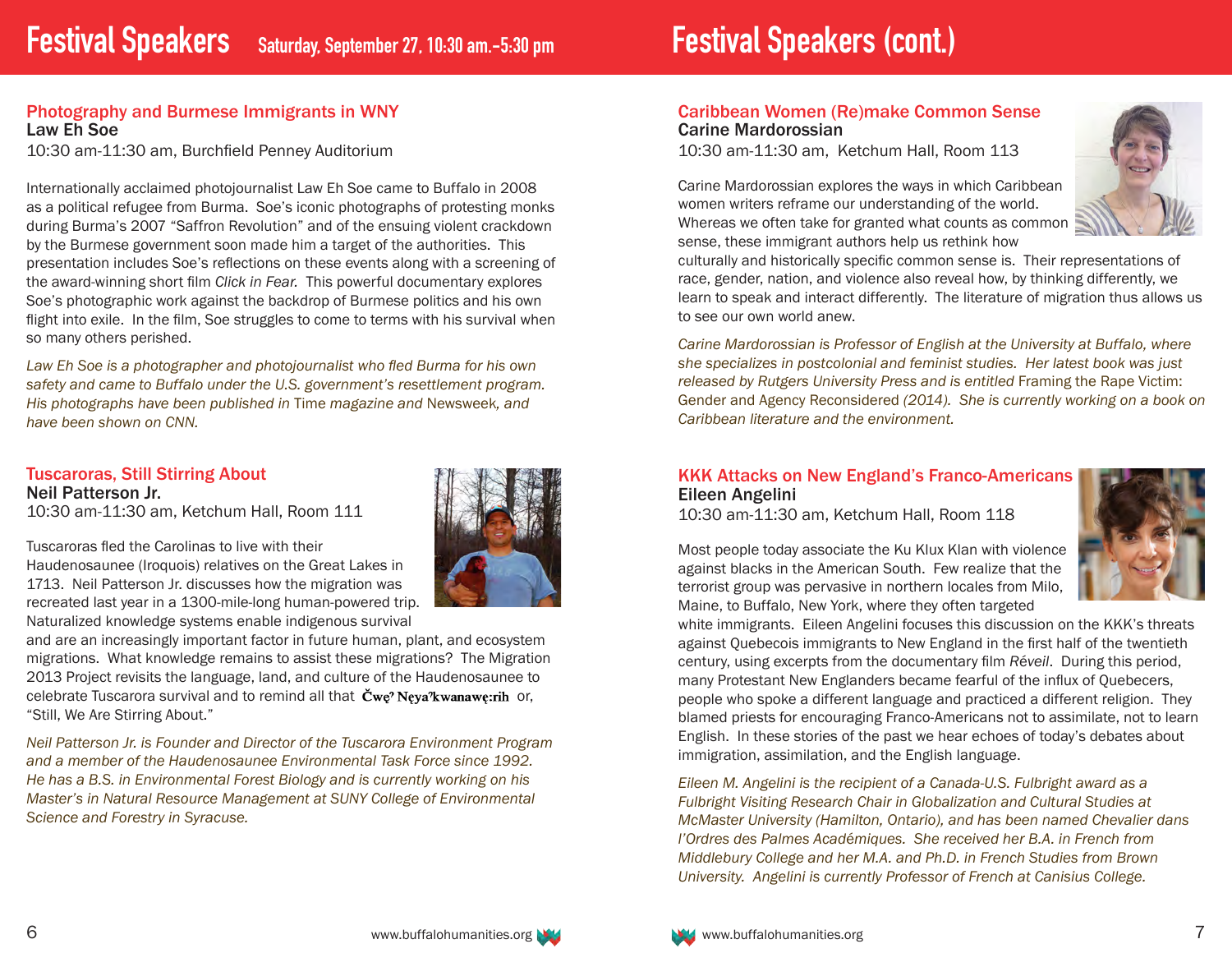# Festival Speakers Saturday, September 27, 10:30 am.–5:30 pm

## Photography and Burmese Immigrants in WNY

**Law Eh Soe**

10:30 am-11:30 am, Burchfield Penney Auditorium

Internationally acclaimed photojournalist Law Eh Soe came to Buffalo in 2008 as a political refugee from Burma. Soe's iconic photographs of protesting monks during Burma's 2007 "Saffron Revolution" and of the ensuing violent crackdown by the Burmese government soon made him a target of the authorities. This presentation includes Soe's reflections on these events along with a screening of the award-winning short film *Click in Fear.* This powerful documentary explores Soe's photographic work against the backdrop of Burmese politics and his own flight into exile. In the film, Soe struggles to come to terms with his survival when so many others perished.

*Law Eh Soe is a photographer and photojournalist who fled Burma for his own safety and came to Buffalo under the U.S. government's resettlement program. His photographs have been published in* Time *magazine and* Newsweek*, and have been shown on CNN.*

## Tuscaroras, Still Stirring About

**Neil Patterson Jr.**

10:30 am-11:30 am, Ketchum Hall, Room 111

Tuscaroras fled the Carolinas to live with their Haudenosaunee (Iroquois) relatives on the Great Lakes in 1713. Neil Patterson Jr. discusses how the migration was recreated last year in a 1300-mile-long human-powered trip. Naturalized knowledge systems enable indigenous survival and are an increasingly important factor in future human, plant, and ecosystem migrations. What knowledge remains to assist these migrations? The Migration 2013 Project revisits the language, land, and culture of the Haudenosaunee to celebrate Tuscarora survival and to remind all that **Čwęʔ Nęyaʔkwanawę:rih** or, "Still, We Are Stirring About."

*Neil Patterson Jr. is Founder and Director of the Tuscarora Environment Program and a member of the Haudenosaunee Environmental Task Force since 1992. He has a B.S. in Environmental Forest Biology and is currently working on his Master's in Natural Resource Management at SUNY College of Environmental Science and Forestry in Syracuse.*

# Festival Speakers (cont.)

## Caribbean Women (Re)make Common Sense

**Carine Mardorossian**

10:30 am-11:30 am, Ketchum Hall, Room 113

Carine Mardorossian explores the ways in which Caribbean women writers reframe our understanding of the world. Whereas we often take for granted what counts as common sense, these immigrant authors help us rethink how culturally and historically specific common sense is. Their representations of race, gender, nation, and violence also reveal how, by thinking differently, we learn to speak and interact differently. The literature of migration thus allows us to see our own world anew.

*Carine Mardorossian is Professor of English at the University at Buffalo, where she specializes in postcolonial and feminist studies. Her latest book was just released by Rutgers University Press and is entitled* Framing the Rape Victim: Gender and Agency Reconsidered *(2014). She is currently working on a book on Caribbean literature and the environment.*

## KKK Attacks on New England's Franco-Americans

**Eileen Angelini**

10:30 am-11:30 am, Ketchum Hall, Room 118

Most people today associate the Ku Klux Klan with violence against blacks in the American South. Few realize that the terrorist group was pervasive in northern locales from Milo, Maine, to Buffalo, New York, where they often targeted white immigrants. Eileen Angelini focuses this discussion on the KKK's threats against Quebecois immigrants to New England in the first half of the twentieth century, using excerpts from the documentary film *Réveil*. During this period, many Protestant New Englanders became fearful of the influx of Quebecers, people who spoke a different language and practiced a different religion. They blamed priests for encouraging Franco-Americans not to assimilate, not to learn English. In these stories of the past we hear echoes of today's debates about immigration, assimilation, and the English language.

*Eileen M. Angelini is the recipient of a Canada-U.S. Fulbright award as a Fulbright Visiting Research Chair in Globalization and Cultural Studies at McMaster University (Hamilton, Ontario), and has been named Chevalier dans l'Ordres des Palmes Académiques. She received her B.A. in French from Middlebury College and her M.A. and Ph.D. in French Studies from Brown University. Angelini is currently Professor of French at Canisius College.*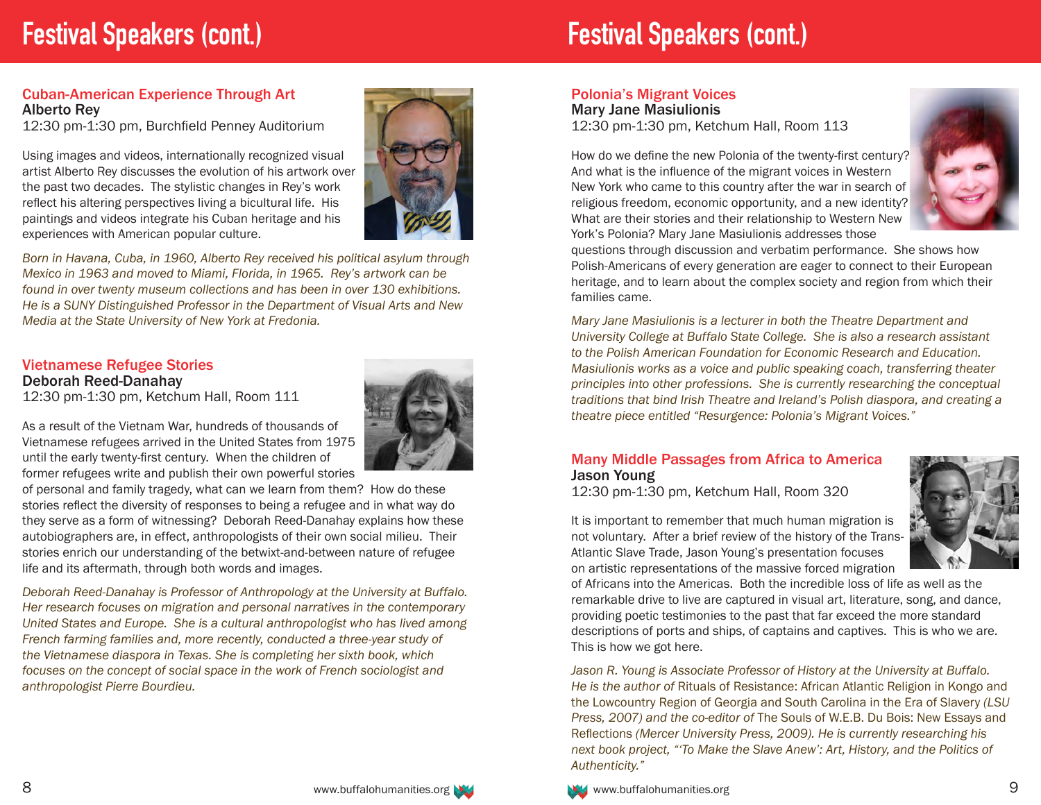# Festival Speakers (cont.)

## Cuban-American Experience Through Art

**Alberto Rey**

12:30 pm-1:30 pm, Burchfield Penney Auditorium

Using images and videos, internationally recognized visual artist Alberto Rey discusses the evolution of his artwork over the past two decades. The stylistic changes in Rey's work reflect his altering perspectives living a bicultural life. His paintings and videos integrate his Cuban heritage and his experiences with American popular culture.

*Born in Havana, Cuba, in 1960, Alberto Rey received his political asylum through Mexico in 1963 and moved to Miami, Florida, in 1965. Rey's artwork can be found in over twenty museum collections and has been in over 130 exhibitions. He is a SUNY Distinguished Professor in the Department of Visual Arts and New Media at the State University of New York at Fredonia.*

## Vietnamese Refugee Stories

**Deborah Reed-Danahay**

12:30 pm-1:30 pm, Ketchum Hall, Room 111

As a result of the Vietnam War, hundreds of thousands of Vietnamese refugees arrived in the United States from 1975 until the early twenty-first century. When the children of former refugees write and publish their own powerful stories of personal and family tragedy, what can we learn from them? How do these stories reflect the diversity of responses to being a refugee and in what way do they serve as a form of witnessing? Deborah Reed-Danahay explains how these autobiographers are, in effect, anthropologists of their own social milieu. Their stories enrich our understanding of the betwixt-and-between nature of refugee life and its aftermath, through both words and images.

*Deborah Reed-Danahay is Professor of Anthropology at the University at Buffalo. Her research focuses on migration and personal narratives in the contemporary United States and Europe. She is a cultural anthropologist who has lived among French farming families and, more recently, conducted a three-year study of the Vietnamese diaspora in Texas. She is completing her sixth book, which focuses on the concept of social space in the work of French sociologist and anthropologist Pierre Bourdieu.*

## Polonia's Migrant Voices

**Mary Jane Masiulionis**

12:30 pm-1:30 pm, Ketchum Hall, Room 113

How do we define the new Polonia of the twenty-first century? And what is the influence of the migrant voices in Western New York who came to this country after the war in search of religious freedom, economic opportunity, and a new identity? What are their stories and their relationship to Western New York's Polonia? Mary Jane Masiulionis addresses those questions through discussion and verbatim performance. She shows how Polish-Americans of every generation are eager to connect to their European heritage, and to learn about the complex society and region from which their families came.

*Mary Jane Masiulionis is a lecturer in both the Theatre Department and University College at Buffalo State College. She is also a research assistant to the Polish American Foundation for Economic Research and Education. Masiulionis works as a voice and public speaking coach, transferring theater principles into other professions. She is currently researching the conceptual traditions that bind Irish Theatre and Ireland's Polish diaspora, and creating a theatre piece entitled "Resurgence: Polonia's Migrant Voices."*

## Many Middle Passages from Africa to America

**Jason Young**

12:30 pm-1:30 pm, Ketchum Hall, Room 320

It is important to remember that much human migration is not voluntary. After a brief review of the history of the Trans-Atlantic Slave Trade, Jason Young's presentation focuses on artistic representations of the massive forced migration of Africans into the Americas. Both the incredible loss of life as well as the remarkable drive to live are captured in visual art, literature, song, and dance, providing poetic testimonies to the past that far exceed the more standard descriptions of ports and ships, of captains and captives. This is who we are. This is how we got here.

*Jason R. Young is Associate Professor of History at the University at Buffalo. He is the author of* Rituals of Resistance: African Atlantic Religion in Kongo and the Lowcountry Region of Georgia and South Carolina in the Era of Slavery *(LSU Press, 2007) and the co-editor of* The Souls of W.E.B. Du Bois: New Essays and Reflections *(Mercer University Press, 2009). He is currently researching his next book project, "'To Make the Slave Anew': Art, History, and the Politics of Authenticity."*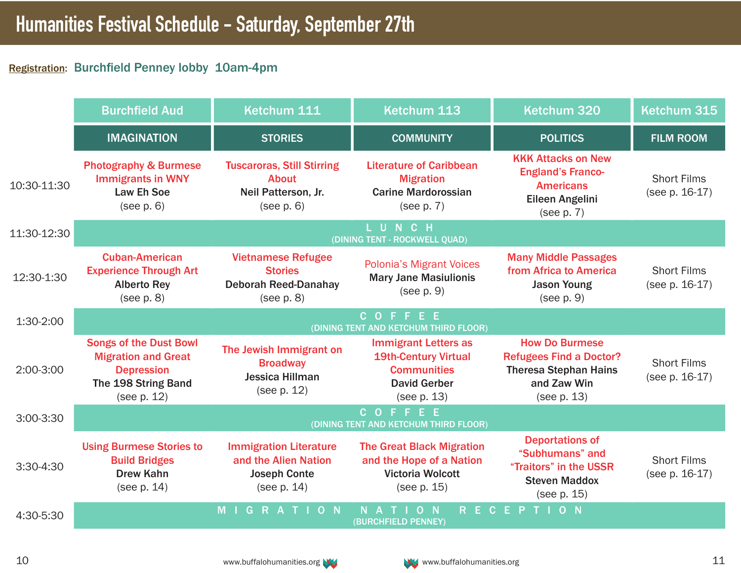# Humanities Festival Schedule – Saturday, September 27th

**Registration**: Burchfield Penney lobby 10am-4pm

| | Burchfield Aud | Ketchum 111 | Ketchum 113 | Ketchum 320 | Ketchum 315 |
|---|---|---|---|---|---|
| | IMAGINATION | STORIES | COMMUNITY | POLITICS | FILM ROOM |
| 10:30-11:30 | Photography & Burmese Immigrants in WNY **Law Eh Soe** (see p. 6) | Tuscaroras, Still Stirring About **Neil Patterson, Jr.** (see p. 6) | Literature of Caribbean Migration **Carine Mardorossian** (see p. 7) | KKK Attacks on New England's Franco-Americans **Eileen Angelini** (see p. 7) | Short Films (see p. 16-17) |
| 11:30-12:30 | LUNCH (DINING TENT - ROCKWELL QUAD) | | | | |
| 12:30-1:30 | Cuban-American Experience Through Art **Alberto Rey** (see p. 8) | Vietnamese Refugee Stories **Deborah Reed-Danahay** (see p. 8) | Polonia's Migrant Voices **Mary Jane Masiulionis** (see p. 9) | Many Middle Passages from Africa to America **Jason Young** (see p. 9) | Short Films (see p. 16-17) |
| 1:30-2:00 | COFFEE (DINING TENT AND KETCHUM THIRD FLOOR) | | | | |
| 2:00-3:00 | Songs of the Dust Bowl Migration and Great Depression **The 198 String Band** (see p. 12) | The Jewish Immigrant on Broadway **Jessica Hillman** (see p. 12) | Immigrant Letters as 19th-Century Virtual Communities **David Gerber** (see p. 13) | How Do Burmese Refugees Find a Doctor? **Theresa Stephan Hains and Zaw Win** (see p. 13) | Short Films (see p. 16-17) |
| 3:00-3:30 | COFFEE (DINING TENT AND KETCHUM THIRD FLOOR) | | | | |
| 3:30-4:30 | Using Burmese Stories to Build Bridges **Drew Kahn** (see p. 14) | Immigration Literature and the Alien Nation **Joseph Conte** (see p. 14) | The Great Black Migration and the Hope of a Nation **Victoria Wolcott** (see p. 15) | Deportations of "Subhumans" and "Traitors" in the USSR **Steven Maddox** (see p. 15) | Short Films (see p. 16-17) |
| 4:30-5:30 | MIGRATION NATION RECEPTION (BURCHFIELD PENNEY) | | | | |

www.buffalohumanities.org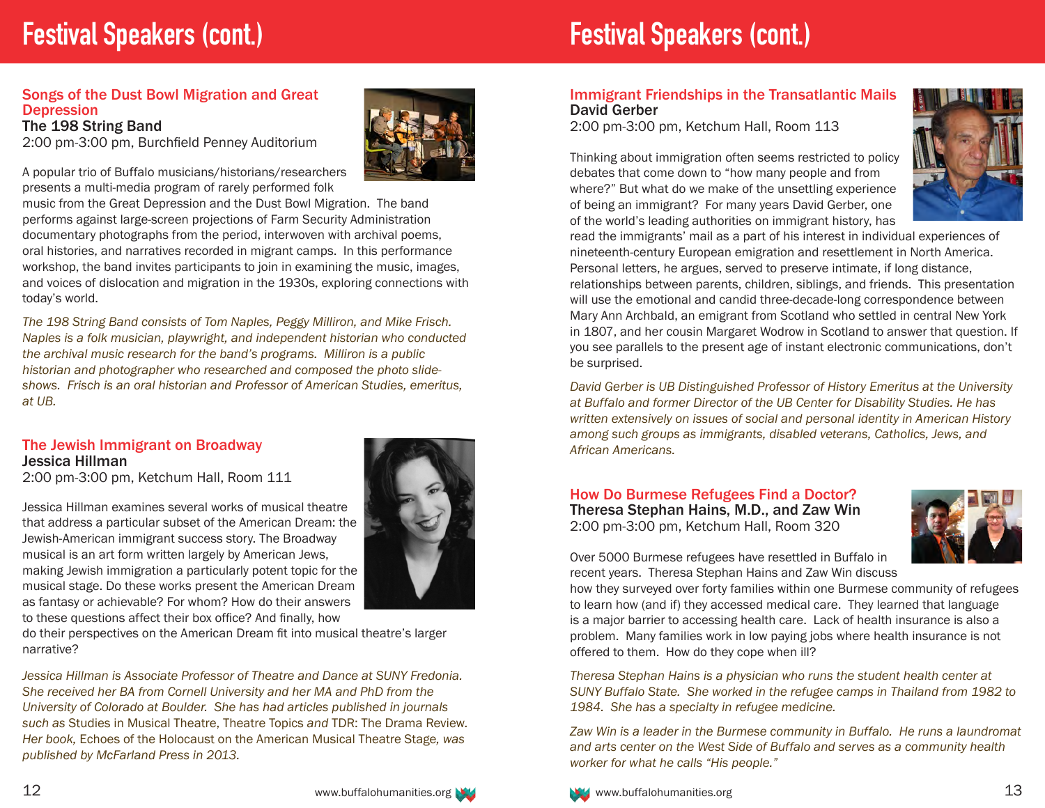# Festival Speakers (cont.)

## Songs of the Dust Bowl Migration and Great Depression

**The 198 String Band**

2:00 pm-3:00 pm, Burchfield Penney Auditorium

A popular trio of Buffalo musicians/historians/researchers presents a multi-media program of rarely performed folk music from the Great Depression and the Dust Bowl Migration. The band performs against large-screen projections of Farm Security Administration documentary photographs from the period, interwoven with archival poems, oral histories, and narratives recorded in migrant camps. In this performance workshop, the band invites participants to join in examining the music, images, and voices of dislocation and migration in the 1930s, exploring connections with today's world.

*The 198 String Band consists of Tom Naples, Peggy Milliron, and Mike Frisch. Naples is a folk musician, playwright, and independent historian who conducted the archival music research for the band's programs. Milliron is a public historian and photographer who researched and composed the photo slide-shows. Frisch is an oral historian and Professor of American Studies, emeritus, at UB.*

## The Jewish Immigrant on Broadway

**Jessica Hillman**

2:00 pm-3:00 pm, Ketchum Hall, Room 111

Jessica Hillman examines several works of musical theatre that address a particular subset of the American Dream: the Jewish-American immigrant success story. The Broadway musical is an art form written largely by American Jews, making Jewish immigration a particularly potent topic for the musical stage. Do these works present the American Dream as fantasy or achievable? For whom? How do their answers to these questions affect their box office? And finally, how do their perspectives on the American Dream fit into musical theatre's larger narrative?

*Jessica Hillman is Associate Professor of Theatre and Dance at SUNY Fredonia. She received her BA from Cornell University and her MA and PhD from the University of Colorado at Boulder. She has had articles published in journals such as* Studies in Musical Theatre, Theatre Topics *and* TDR: The Drama Review. *Her book,* Echoes of the Holocaust on the American Musical Theatre Stage, *was published by McFarland Press in 2013.*

## Immigrant Friendships in the Transatlantic Mails

**David Gerber**

2:00 pm-3:00 pm, Ketchum Hall, Room 113

Thinking about immigration often seems restricted to policy debates that come down to "how many people and from where?" But what do we make of the unsettling experience of being an immigrant? For many years David Gerber, one of the world's leading authorities on immigrant history, has read the immigrants' mail as a part of his interest in individual experiences of nineteenth-century European emigration and resettlement in North America. Personal letters, he argues, served to preserve intimate, if long distance, relationships between parents, children, siblings, and friends. This presentation will use the emotional and candid three-decade-long correspondence between Mary Ann Archbald, an emigrant from Scotland who settled in central New York in 1807, and her cousin Margaret Wodrow in Scotland to answer that question. If you see parallels to the present age of instant electronic communications, don't be surprised.

*David Gerber is UB Distinguished Professor of History Emeritus at the University at Buffalo and former Director of the UB Center for Disability Studies. He has written extensively on issues of social and personal identity in American History among such groups as immigrants, disabled veterans, Catholics, Jews, and African Americans.*

## How Do Burmese Refugees Find a Doctor?

**Theresa Stephan Hains, M.D., and Zaw Win**

2:00 pm-3:00 pm, Ketchum Hall, Room 320

Over 5000 Burmese refugees have resettled in Buffalo in recent years. Theresa Stephan Hains and Zaw Win discuss how they surveyed over forty families within one Burmese community of refugees to learn how (and if) they accessed medical care. They learned that language is a major barrier to accessing health care. Lack of health insurance is also a problem. Many families work in low paying jobs where health insurance is not offered to them. How do they cope when ill?

*Theresa Stephan Hains is a physician who runs the student health center at SUNY Buffalo State. She worked in the refugee camps in Thailand from 1982 to 1984. She has a specialty in refugee medicine.*

*Zaw Win is a leader in the Burmese community in Buffalo. He runs a laundromat and arts center on the West Side of Buffalo and serves as a community health worker for what he calls "His people."*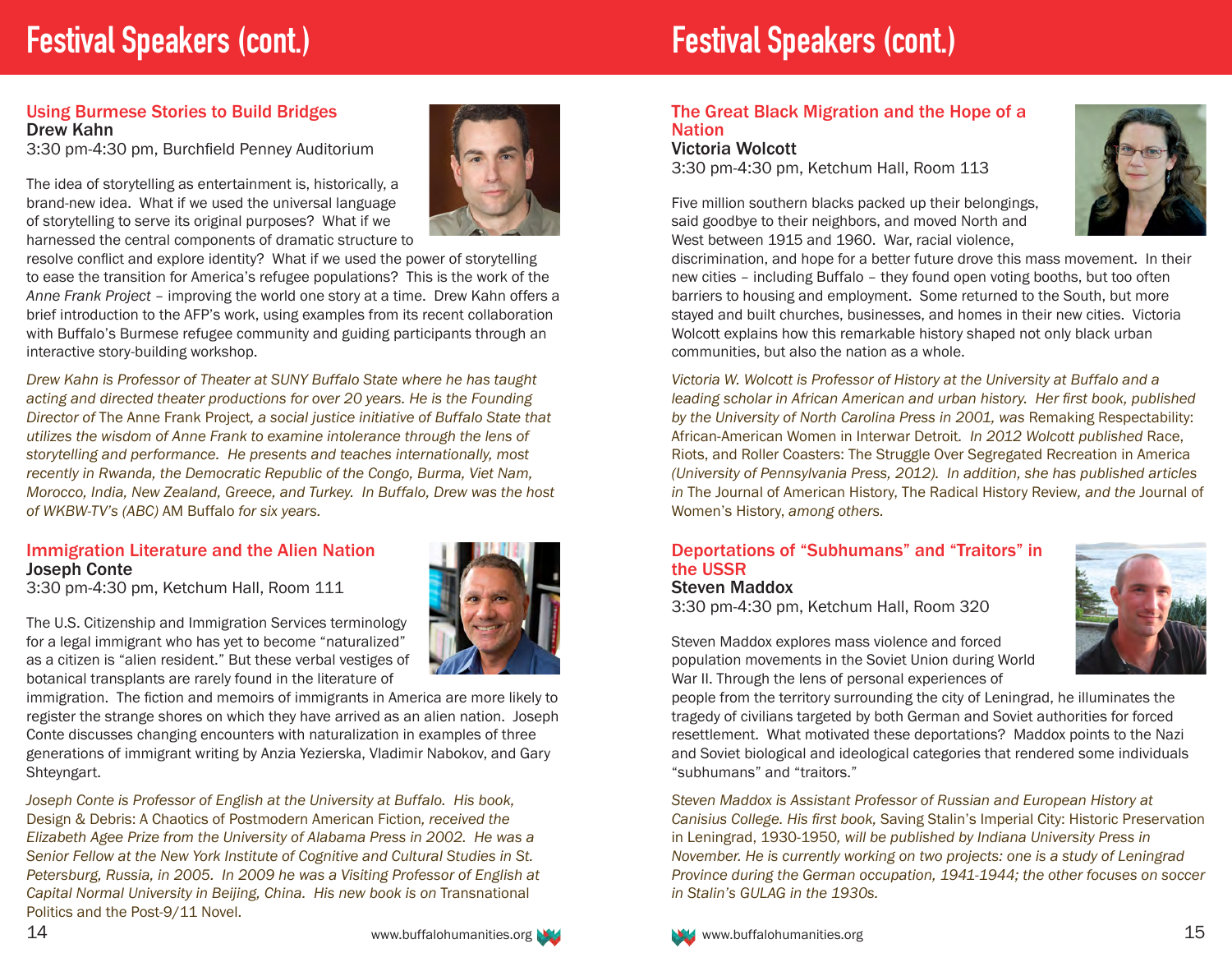# Festival Speakers (cont.)

## Using Burmese Stories to Build Bridges

**Drew Kahn**

3:30 pm-4:30 pm, Burchfield Penney Auditorium

The idea of storytelling as entertainment is, historically, a brand-new idea. What if we used the universal language of storytelling to serve its original purposes? What if we harnessed the central components of dramatic structure to resolve conflict and explore identity? What if we used the power of storytelling to ease the transition for America's refugee populations? This is the work of the *Anne Frank Project* – improving the world one story at a time. Drew Kahn offers a brief introduction to the AFP's work, using examples from its recent collaboration with Buffalo's Burmese refugee community and guiding participants through an interactive story-building workshop.

*Drew Kahn is Professor of Theater at SUNY Buffalo State where he has taught acting and directed theater productions for over 20 years. He is the Founding Director of* The Anne Frank Project*, a social justice initiative of Buffalo State that utilizes the wisdom of Anne Frank to examine intolerance through the lens of storytelling and performance. He presents and teaches internationally, most recently in Rwanda, the Democratic Republic of the Congo, Burma, Viet Nam, Morocco, India, New Zealand, Greece, and Turkey. In Buffalo, Drew was the host of WKBW-TV's (ABC)* AM Buffalo *for six years.*

## Immigration Literature and the Alien Nation

**Joseph Conte**

3:30 pm-4:30 pm, Ketchum Hall, Room 111

The U.S. Citizenship and Immigration Services terminology for a legal immigrant who has yet to become "naturalized" as a citizen is "alien resident." But these verbal vestiges of botanical transplants are rarely found in the literature of immigration. The fiction and memoirs of immigrants in America are more likely to register the strange shores on which they have arrived as an alien nation. Joseph Conte discusses changing encounters with naturalization in examples of three generations of immigrant writing by Anzia Yezierska, Vladimir Nabokov, and Gary Shteyngart.

*Joseph Conte is Professor of English at the University at Buffalo. His book,* Design & Debris: A Chaotics of Postmodern American Fiction*, received the Elizabeth Agee Prize from the University of Alabama Press in 2002. He was a Senior Fellow at the New York Institute of Cognitive and Cultural Studies in St. Petersburg, Russia, in 2005. In 2009 he was a Visiting Professor of English at Capital Normal University in Beijing, China. His new book is on* Transnational Politics and the Post-9/11 Novel.

## The Great Black Migration and the Hope of a Nation

**Victoria Wolcott**

3:30 pm-4:30 pm, Ketchum Hall, Room 113

Five million southern blacks packed up their belongings, said goodbye to their neighbors, and moved North and West between 1915 and 1960. War, racial violence, discrimination, and hope for a better future drove this mass movement. In their new cities – including Buffalo – they found open voting booths, but too often barriers to housing and employment. Some returned to the South, but more stayed and built churches, businesses, and homes in their new cities. Victoria Wolcott explains how this remarkable history shaped not only black urban communities, but also the nation as a whole.

*Victoria W. Wolcott is Professor of History at the University at Buffalo and a leading scholar in African American and urban history. Her first book, published by the University of North Carolina Press in 2001, was* Remaking Respectability: African-American Women in Interwar Detroit*. In 2012 Wolcott published* Race, Riots, and Roller Coasters: The Struggle Over Segregated Recreation in America *(University of Pennsylvania Press, 2012). In addition, she has published articles in* The Journal of American History, The Radical History Review, *and the* Journal of Women's History, *among others.*

## Deportations of "Subhumans" and "Traitors" in the USSR

**Steven Maddox**

3:30 pm-4:30 pm, Ketchum Hall, Room 320

Steven Maddox explores mass violence and forced population movements in the Soviet Union during World War II. Through the lens of personal experiences of people from the territory surrounding the city of Leningrad, he illuminates the tragedy of civilians targeted by both German and Soviet authorities for forced resettlement. What motivated these deportations? Maddox points to the Nazi and Soviet biological and ideological categories that rendered some individuals "subhumans" and "traitors."

*Steven Maddox is Assistant Professor of Russian and European History at Canisius College. His first book,* Saving Stalin's Imperial City: Historic Preservation in Leningrad, 1930-1950*, will be published by Indiana University Press in November. He is currently working on two projects: one is a study of Leningrad Province during the German occupation, 1941-1944; the other focuses on soccer in Stalin's GULAG in the 1930s.*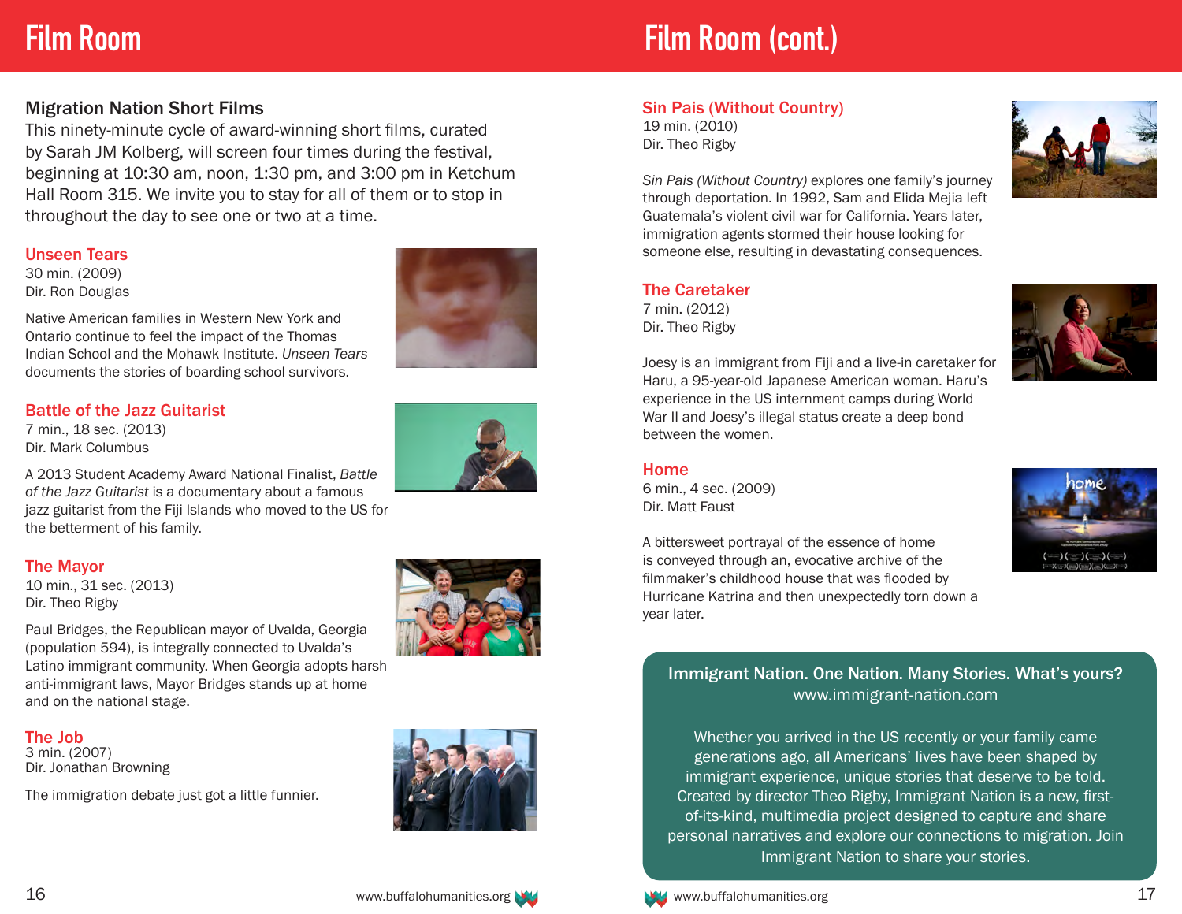# Film Room

## Migration Nation Short Films

This ninety-minute cycle of award-winning short films, curated by Sarah JM Kolberg, will screen four times during the festival, beginning at 10:30 am, noon, 1:30 pm, and 3:00 pm in Ketchum Hall Room 315. We invite you to stay for all of them or to stop in throughout the day to see one or two at a time.

### Unseen Tears

30 min. (2009)
Dir. Ron Douglas

Native American families in Western New York and Ontario continue to feel the impact of the Thomas Indian School and the Mohawk Institute. *Unseen Tears* documents the stories of boarding school survivors.

### Battle of the Jazz Guitarist

7 min., 18 sec. (2013)
Dir. Mark Columbus

A 2013 Student Academy Award National Finalist, *Battle of the Jazz Guitarist* is a documentary about a famous jazz guitarist from the Fiji Islands who moved to the US for the betterment of his family.

### The Mayor

10 min., 31 sec. (2013)
Dir. Theo Rigby

Paul Bridges, the Republican mayor of Uvalda, Georgia (population 594), is integrally connected to Uvalda's Latino immigrant community. When Georgia adopts harsh anti-immigrant laws, Mayor Bridges stands up at home and on the national stage.

### The Job

3 min. (2007)
Dir. Jonathan Browning

The immigration debate just got a little funnier.

# Film Room (cont.)

### Sin Pais (Without Country)

19 min. (2010)
Dir. Theo Rigby

*Sin Pais (Without Country)* explores one family's journey through deportation. In 1992, Sam and Elida Mejia left Guatemala's violent civil war for California. Years later, immigration agents stormed their house looking for someone else, resulting in devastating consequences.

### The Caretaker

7 min. (2012)
Dir. Theo Rigby

Joesy is an immigrant from Fiji and a live-in caretaker for Haru, a 95-year-old Japanese American woman. Haru's experience in the US internment camps during World War II and Joesy's illegal status create a deep bond between the women.

### Home

6 min., 4 sec. (2009)
Dir. Matt Faust

A bittersweet portrayal of the essence of home is conveyed through an, evocative archive of the filmmaker's childhood house that was flooded by Hurricane Katrina and then unexpectedly torn down a year later.

**Immigrant Nation. One Nation. Many Stories. What's yours?**
www.immigrant-nation.com

Whether you arrived in the US recently or your family came generations ago, all Americans' lives have been shaped by immigrant experience, unique stories that deserve to be told. Created by director Theo Rigby, Immigrant Nation is a new, first-of-its-kind, multimedia project designed to capture and share personal narratives and explore our connections to migration. Join Immigrant Nation to share your stories.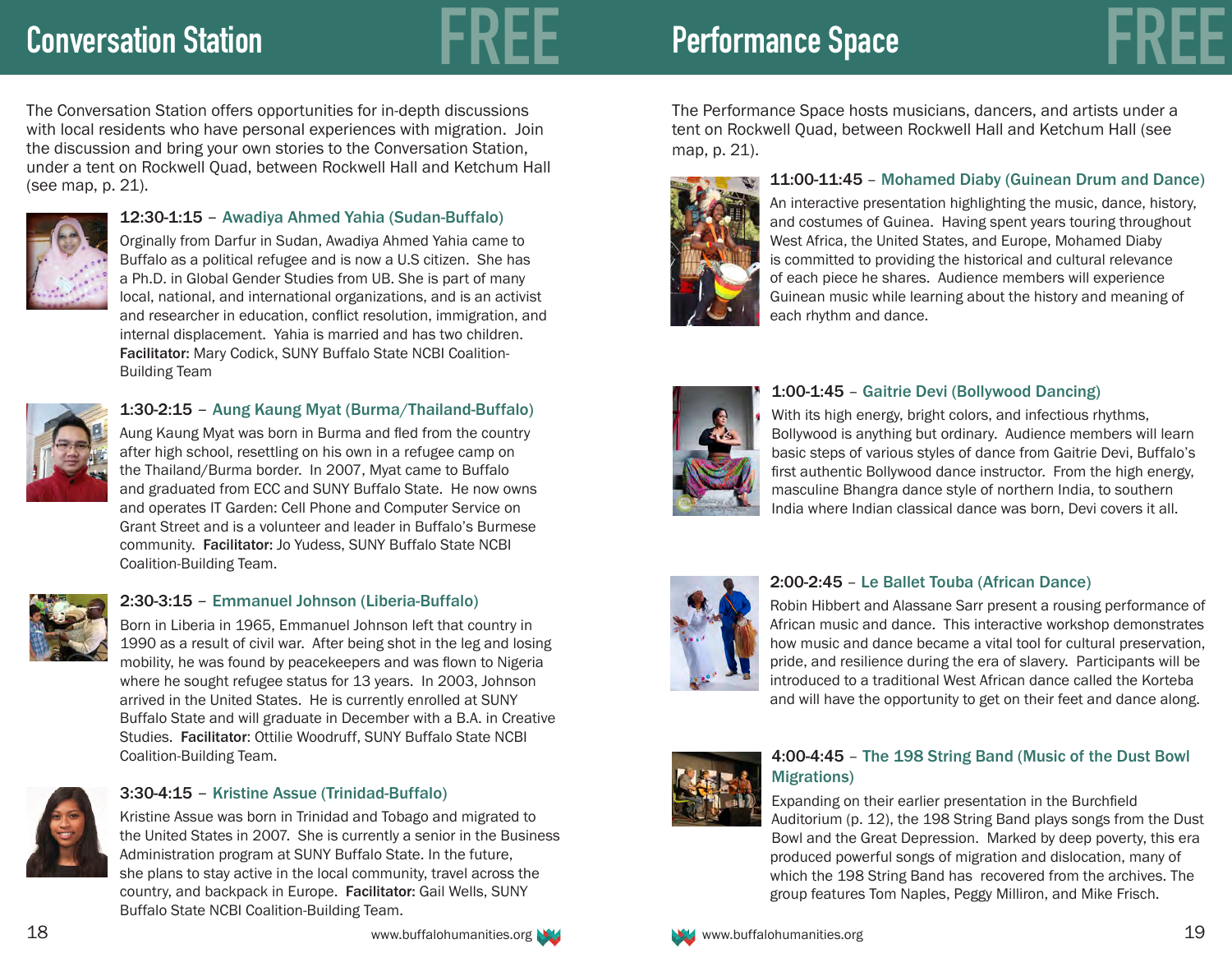# Conversation Station

FREE

The Conversation Station offers opportunities for in-depth discussions with local residents who have personal experiences with migration. Join the discussion and bring your own stories to the Conversation Station, under a tent on Rockwell Quad, between Rockwell Hall and Ketchum Hall (see map, p. 21).

### 12:30-1:15 – Awadiya Ahmed Yahia (Sudan-Buffalo)

Orginally from Darfur in Sudan, Awadiya Ahmed Yahia came to Buffalo as a political refugee and is now a U.S citizen. She has a Ph.D. in Global Gender Studies from UB. She is part of many local, national, and international organizations, and is an activist and researcher in education, conflict resolution, immigration, and internal displacement. Yahia is married and has two children. **Facilitator:** Mary Codick, SUNY Buffalo State NCBI Coalition-Building Team

### 1:30-2:15 – Aung Kaung Myat (Burma/Thailand-Buffalo)

Aung Kaung Myat was born in Burma and fled from the country after high school, resettling on his own in a refugee camp on the Thailand/Burma border. In 2007, Myat came to Buffalo and graduated from ECC and SUNY Buffalo State. He now owns and operates IT Garden: Cell Phone and Computer Service on Grant Street and is a volunteer and leader in Buffalo's Burmese community. **Facilitator:** Jo Yudess, SUNY Buffalo State NCBI Coalition-Building Team.

### 2:30-3:15 – Emmanuel Johnson (Liberia-Buffalo)

Born in Liberia in 1965, Emmanuel Johnson left that country in 1990 as a result of civil war. After being shot in the leg and losing mobility, he was found by peacekeepers and was flown to Nigeria where he sought refugee status for 13 years. In 2003, Johnson arrived in the United States. He is currently enrolled at SUNY Buffalo State and will graduate in December with a B.A. in Creative Studies. **Facilitator:** Ottilie Woodruff, SUNY Buffalo State NCBI Coalition-Building Team.

### 3:30-4:15 – Kristine Assue (Trinidad-Buffalo)

Kristine Assue was born in Trinidad and Tobago and migrated to the United States in 2007. She is currently a senior in the Business Administration program at SUNY Buffalo State. In the future, she plans to stay active in the local community, travel across the country, and backpack in Europe. **Facilitator:** Gail Wells, SUNY Buffalo State NCBI Coalition-Building Team.

# Performance Space

FREE

The Performance Space hosts musicians, dancers, and artists under a tent on Rockwell Quad, between Rockwell Hall and Ketchum Hall (see map, p. 21).

### 11:00-11:45 – Mohamed Diaby (Guinean Drum and Dance)

An interactive presentation highlighting the music, dance, history, and costumes of Guinea. Having spent years touring throughout West Africa, the United States, and Europe, Mohamed Diaby is committed to providing the historical and cultural relevance of each piece he shares. Audience members will experience Guinean music while learning about the history and meaning of each rhythm and dance.

### 1:00-1:45 – Gaitrie Devi (Bollywood Dancing)

With its high energy, bright colors, and infectious rhythms, Bollywood is anything but ordinary. Audience members will learn basic steps of various styles of dance from Gaitrie Devi, Buffalo's first authentic Bollywood dance instructor. From the high energy, masculine Bhangra dance style of northern India, to southern India where Indian classical dance was born, Devi covers it all.

### 2:00-2:45 – Le Ballet Touba (African Dance)

Robin Hibbert and Alassane Sarr present a rousing performance of African music and dance. This interactive workshop demonstrates how music and dance became a vital tool for cultural preservation, pride, and resilience during the era of slavery. Participants will be introduced to a traditional West African dance called the Korteba and will have the opportunity to get on their feet and dance along.

### 4:00-4:45 – The 198 String Band (Music of the Dust Bowl Migrations)

Expanding on their earlier presentation in the Burchfield Auditorium (p. 12), the 198 String Band plays songs from the Dust Bowl and the Great Depression. Marked by deep poverty, this era produced powerful songs of migration and dislocation, many of which the 198 String Band has recovered from the archives. The group features Tom Naples, Peggy Milliron, and Mike Frisch.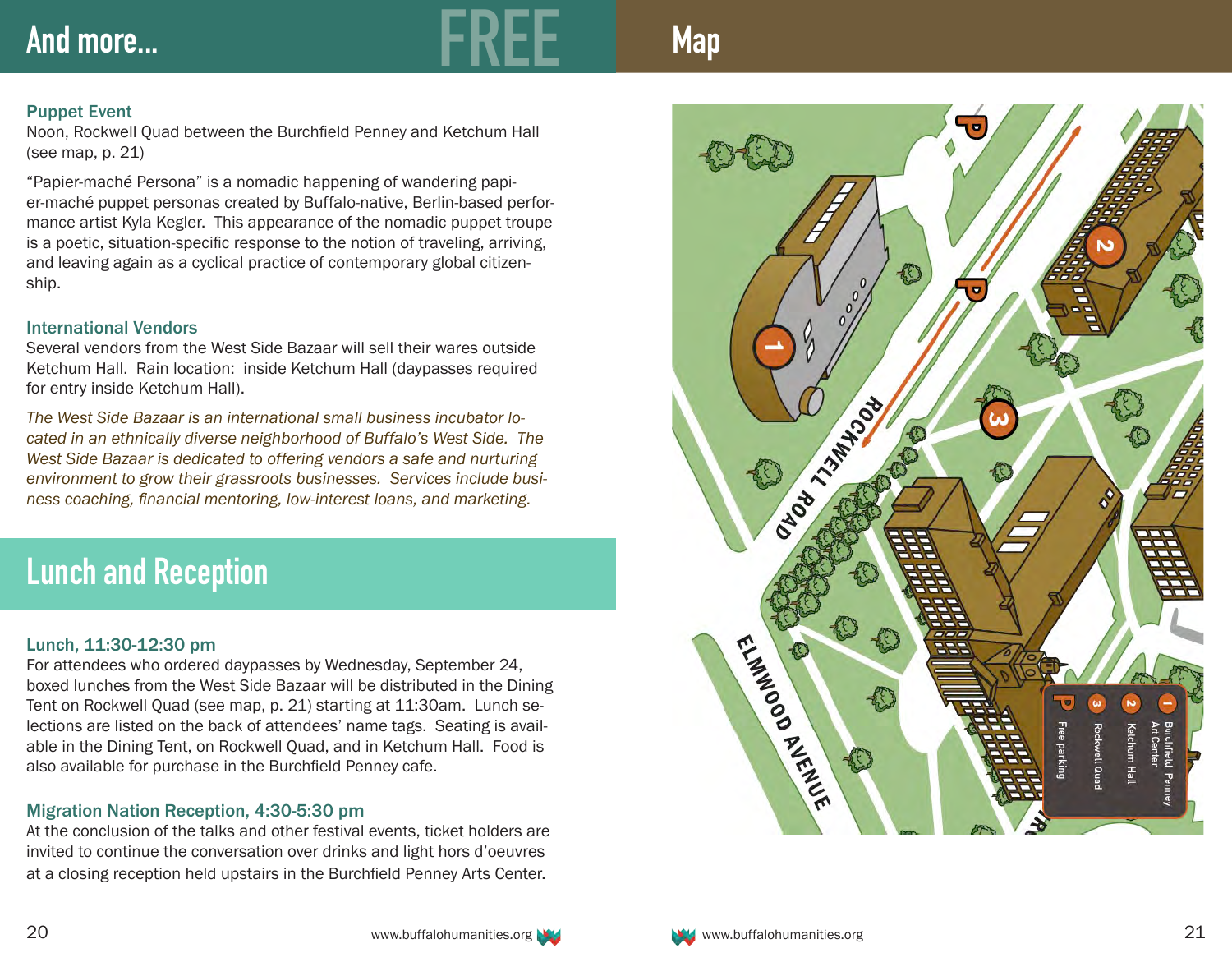# And more... FREE

### Puppet Event

Noon, Rockwell Quad between the Burchfield Penney and Ketchum Hall (see map, p. 21)

"Papier-maché Persona" is a nomadic happening of wandering papier-maché puppet personas created by Buffalo-native, Berlin-based performance artist Kyla Kegler. This appearance of the nomadic puppet troupe is a poetic, situation-specific response to the notion of traveling, arriving, and leaving again as a cyclical practice of contemporary global citizenship.

### International Vendors

Several vendors from the West Side Bazaar will sell their wares outside Ketchum Hall. Rain location: inside Ketchum Hall (daypasses required for entry inside Ketchum Hall).

*The West Side Bazaar is an international small business incubator located in an ethnically diverse neighborhood of Buffalo's West Side. The West Side Bazaar is dedicated to offering vendors a safe and nurturing environment to grow their grassroots businesses. Services include business coaching, financial mentoring, low-interest loans, and marketing.*

# Lunch and Reception

### Lunch, 11:30-12:30 pm

For attendees who ordered daypasses by Wednesday, September 24, boxed lunches from the West Side Bazaar will be distributed in the Dining Tent on Rockwell Quad (see map, p. 21) starting at 11:30am. Lunch selections are listed on the back of attendees' name tags. Seating is available in the Dining Tent, on Rockwell Quad, and in Ketchum Hall. Food is also available for purchase in the Burchfield Penney cafe.

### Migration Nation Reception, 4:30-5:30 pm

At the conclusion of the talks and other festival events, ticket holders are invited to continue the conversation over drinks and light hors d'oeuvres at a closing reception held upstairs in the Burchfield Penney Arts Center.

# Map

Rockwell Road

Elmwood Avenue

1. Burchfield Penney Art Center
2. Ketchum Hall
3. Rockwell Quad

P Free parking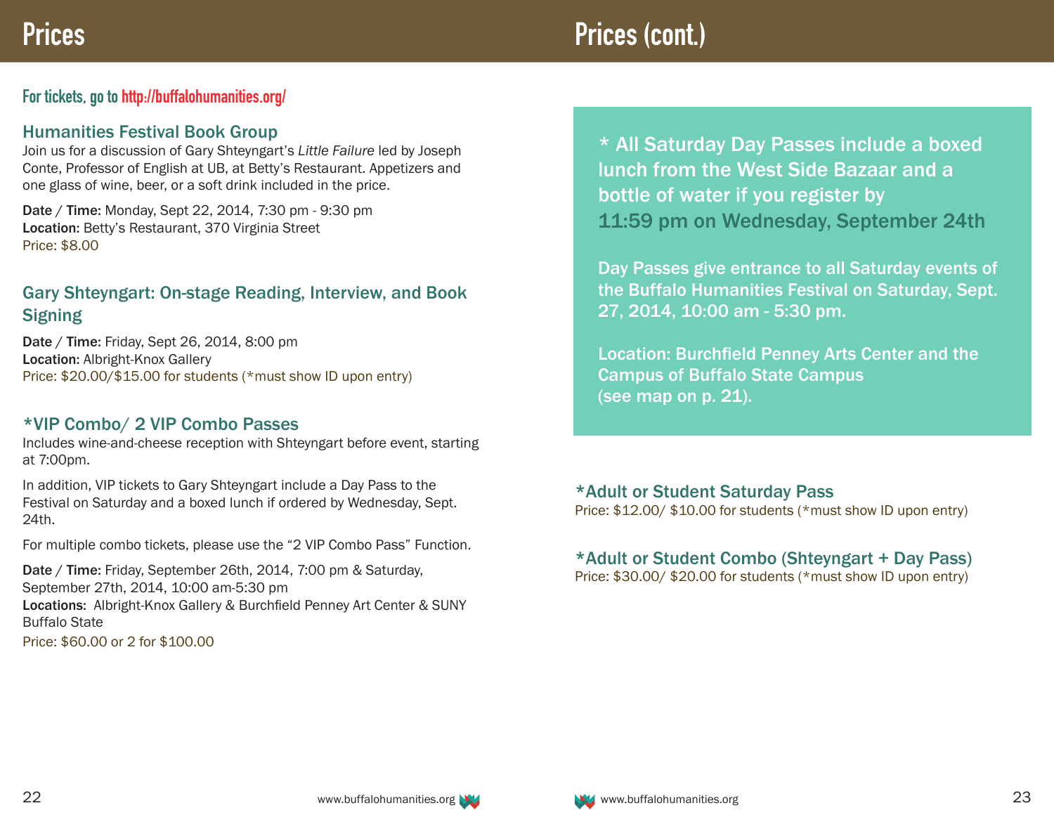# Prices

**For tickets, go to http://buffalohumanities.org/**

### Humanities Festival Book Group

Join us for a discussion of Gary Shteyngart's *Little Failure* led by Joseph Conte, Professor of English at UB, at Betty's Restaurant. Appetizers and one glass of wine, beer, or a soft drink included in the price.

**Date / Time:** Monday, Sept 22, 2014, 7:30 pm - 9:30 pm
**Location:** Betty's Restaurant, 370 Virginia Street
Price: $8.00

### Gary Shteyngart: On-stage Reading, Interview, and Book Signing

**Date / Time:** Friday, Sept 26, 2014, 8:00 pm
**Location:** Albright-Knox Gallery
Price: $20.00/$15.00 for students (*must show ID upon entry)

### *VIP Combo/ 2 VIP Combo Passes

Includes wine-and-cheese reception with Shteyngart before event, starting at 7:00pm.

In addition, VIP tickets to Gary Shteyngart include a Day Pass to the Festival on Saturday and a boxed lunch if ordered by Wednesday, Sept. 24th.

For multiple combo tickets, please use the "2 VIP Combo Pass" Function.

**Date / Time:** Friday, September 26th, 2014, 7:00 pm & Saturday, September 27th, 2014, 10:00 am-5:30 pm
**Locations:** Albright-Knox Gallery & Burchfield Penney Art Center & SUNY Buffalo State
Price: $60.00 or 2 for $100.00

# Prices (cont.)

**\* All Saturday Day Passes include a boxed lunch from the West Side Bazaar and a bottle of water if you register by 11:59 pm on Wednesday, September 24th**

**Day Passes give entrance to all Saturday events of the Buffalo Humanities Festival on Saturday, Sept. 27, 2014, 10:00 am - 5:30 pm.**

**Location: Burchfield Penney Arts Center and the Campus of Buffalo State Campus (see map on p. 21).**

### *Adult or Student Saturday Pass

Price: $12.00/ $10.00 for students (*must show ID upon entry)

### *Adult or Student Combo (Shteyngart + Day Pass)

Price: $30.00/ $20.00 for students (*must show ID upon entry)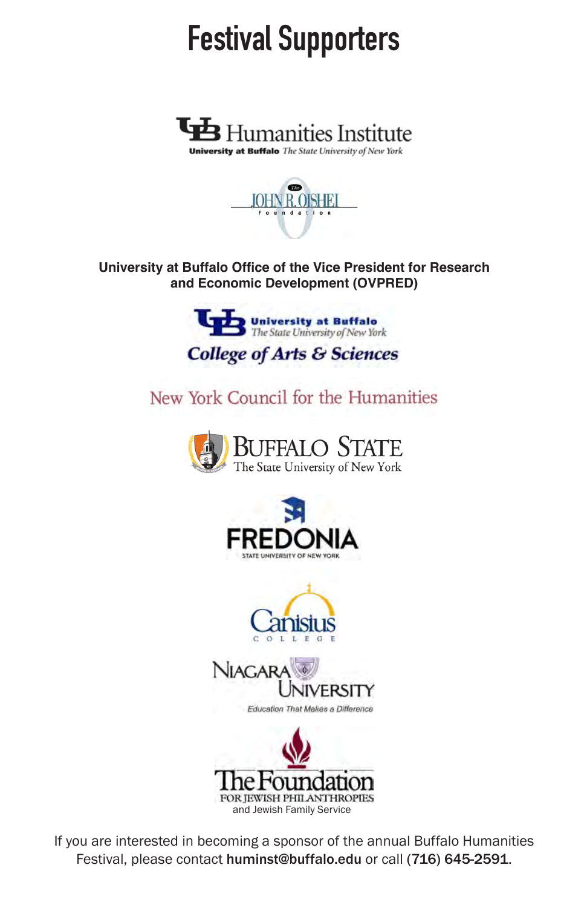# Festival Supporters

UB Humanities Institute
University at Buffalo The State University of New York

The John R. Oishei Foundation

**University at Buffalo Office of the Vice President for Research and Economic Development (OVPRED)**

University at Buffalo The State University of New York
College of Arts & Sciences

New York Council for the Humanities

Buffalo State
The State University of New York

Fredonia
State University of New York

Canisius College

Niagara University
Education That Makes a Difference

The Foundation for Jewish Philanthropies
and Jewish Family Service

If you are interested in becoming a sponsor of the annual Buffalo Humanities Festival, please contact **huminst@buffalo.edu** or call **(716) 645-2591**.